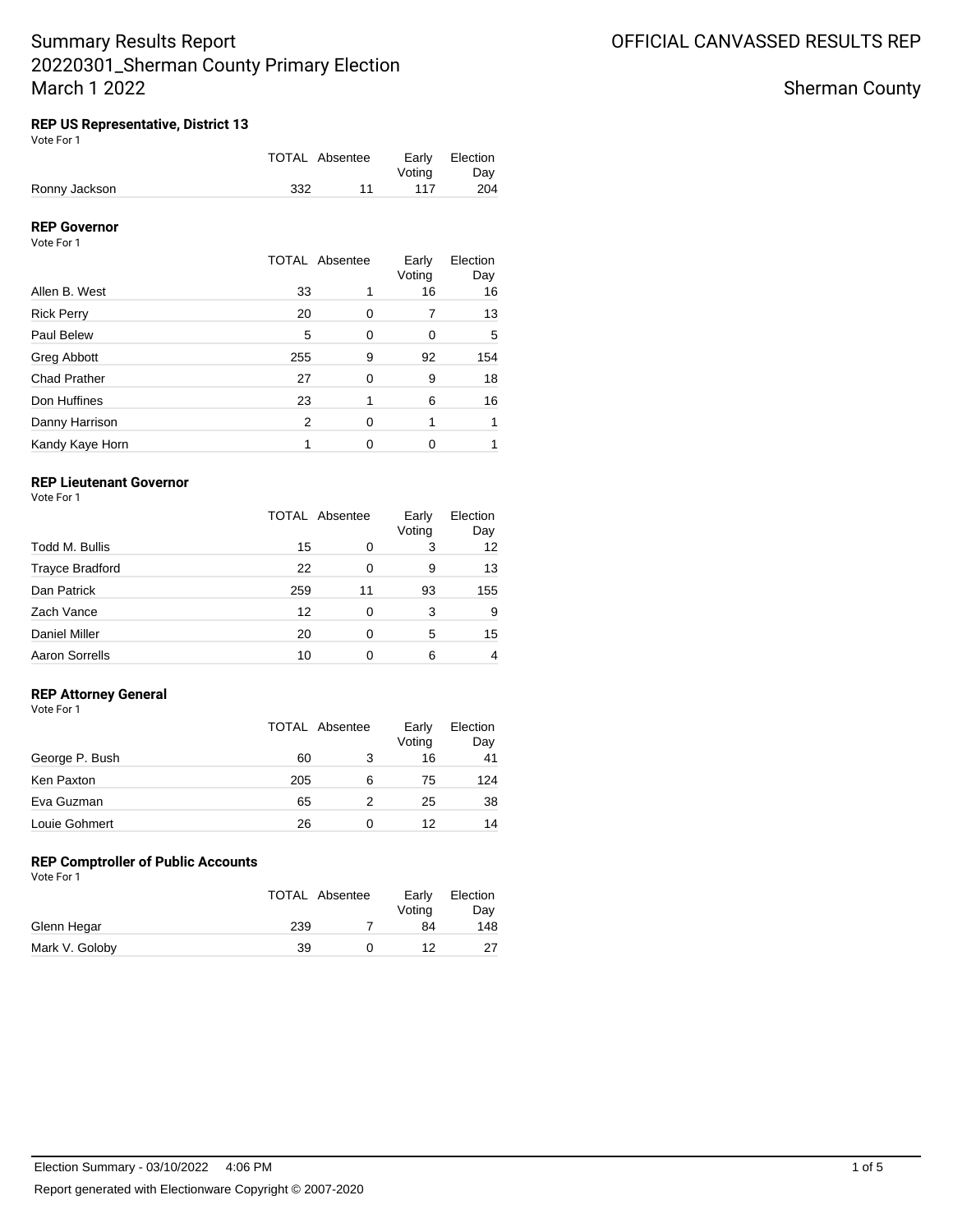# Summary Results Report
# 20220301_Sherman County Primary Election
# March 1 2022

OFFICIAL CANVASSED RESULTS REP

Sherman County

### REP US Representative, District 13
Vote For 1

| | TOTAL | Absentee | Early Voting | Election Day |
|---|---|---|---|---|
| Ronny Jackson | 332 | 11 | 117 | 204 |

### REP Governor
Vote For 1

| | TOTAL | Absentee | Early Voting | Election Day |
|---|---|---|---|---|
| Allen B. West | 33 | 1 | 16 | 16 |
| Rick Perry | 20 | 0 | 7 | 13 |
| Paul Belew | 5 | 0 | 0 | 5 |
| Greg Abbott | 255 | 9 | 92 | 154 |
| Chad Prather | 27 | 0 | 9 | 18 |
| Don Huffines | 23 | 1 | 6 | 16 |
| Danny Harrison | 2 | 0 | 1 | 1 |
| Kandy Kaye Horn | 1 | 0 | 0 | 1 |

### REP Lieutenant Governor
Vote For 1

| | TOTAL | Absentee | Early Voting | Election Day |
|---|---|---|---|---|
| Todd M. Bullis | 15 | 0 | 3 | 12 |
| Trayce Bradford | 22 | 0 | 9 | 13 |
| Dan Patrick | 259 | 11 | 93 | 155 |
| Zach Vance | 12 | 0 | 3 | 9 |
| Daniel Miller | 20 | 0 | 5 | 15 |
| Aaron Sorrells | 10 | 0 | 6 | 4 |

### REP Attorney General
Vote For 1

| | TOTAL | Absentee | Early Voting | Election Day |
|---|---|---|---|---|
| George P. Bush | 60 | 3 | 16 | 41 |
| Ken Paxton | 205 | 6 | 75 | 124 |
| Eva Guzman | 65 | 2 | 25 | 38 |
| Louie Gohmert | 26 | 0 | 12 | 14 |

### REP Comptroller of Public Accounts
Vote For 1

| | TOTAL | Absentee | Early Voting | Election Day |
|---|---|---|---|---|
| Glenn Hegar | 239 | 7 | 84 | 148 |
| Mark V. Goloby | 39 | 0 | 12 | 27 |

Election Summary - 03/10/2022 4:06 PM

Report generated with Electionware Copyright © 2007-2020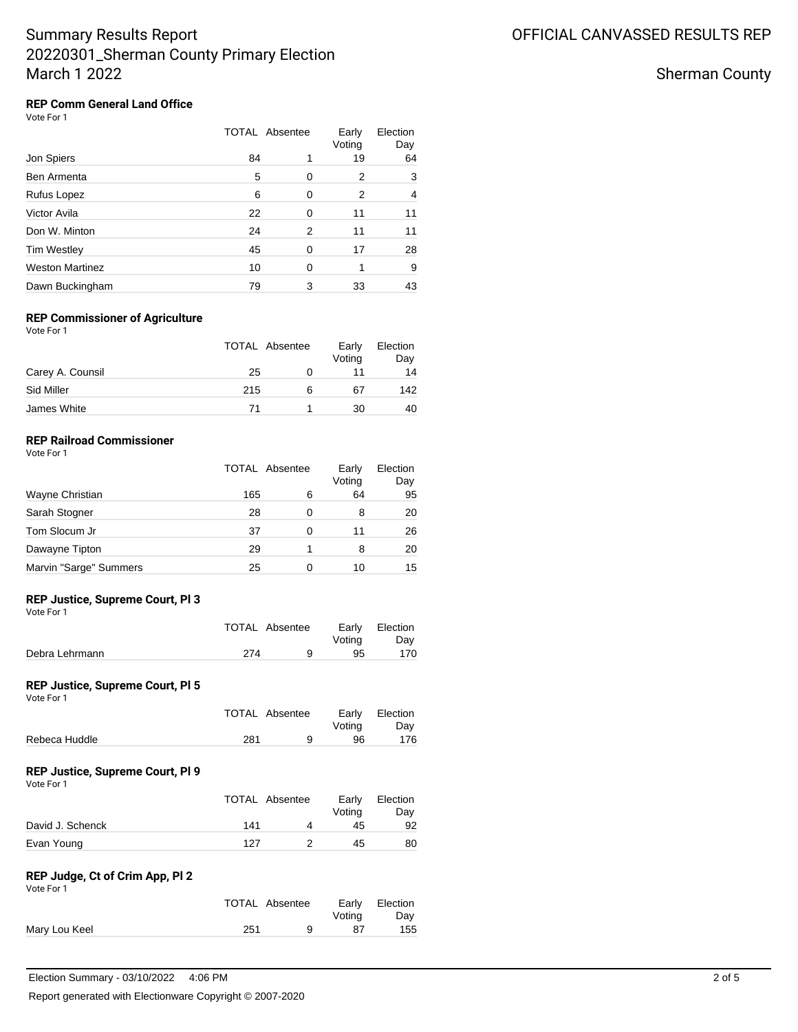# Summary Results Report
# 20220301_Sherman County Primary Election
# March 1 2022

OFFICIAL CANVASSED RESULTS REP

Sherman County

### REP Comm General Land Office

Vote For 1

| | TOTAL | Absentee | Early Voting | Election Day |
|---|---|---|---|---|
| Jon Spiers | 84 | 1 | 19 | 64 |
| Ben Armenta | 5 | 0 | 2 | 3 |
| Rufus Lopez | 6 | 0 | 2 | 4 |
| Victor Avila | 22 | 0 | 11 | 11 |
| Don W. Minton | 24 | 2 | 11 | 11 |
| Tim Westley | 45 | 0 | 17 | 28 |
| Weston Martinez | 10 | 0 | 1 | 9 |
| Dawn Buckingham | 79 | 3 | 33 | 43 |

### REP Commissioner of Agriculture

Vote For 1

| | TOTAL | Absentee | Early Voting | Election Day |
|---|---|---|---|---|
| Carey A. Counsil | 25 | 0 | 11 | 14 |
| Sid Miller | 215 | 6 | 67 | 142 |
| James White | 71 | 1 | 30 | 40 |

### REP Railroad Commissioner

Vote For 1

| | TOTAL | Absentee | Early Voting | Election Day |
|---|---|---|---|---|
| Wayne Christian | 165 | 6 | 64 | 95 |
| Sarah Stogner | 28 | 0 | 8 | 20 |
| Tom Slocum Jr | 37 | 0 | 11 | 26 |
| Dawayne Tipton | 29 | 1 | 8 | 20 |
| Marvin "Sarge" Summers | 25 | 0 | 10 | 15 |

### REP Justice, Supreme Court, Pl 3

Vote For 1

| | TOTAL | Absentee | Early Voting | Election Day |
|---|---|---|---|---|
| Debra Lehrmann | 274 | 9 | 95 | 170 |

### REP Justice, Supreme Court, Pl 5

Vote For 1

| | TOTAL | Absentee | Early Voting | Election Day |
|---|---|---|---|---|
| Rebeca Huddle | 281 | 9 | 96 | 176 |

### REP Justice, Supreme Court, Pl 9

Vote For 1

| | TOTAL | Absentee | Early Voting | Election Day |
|---|---|---|---|---|
| David J. Schenck | 141 | 4 | 45 | 92 |
| Evan Young | 127 | 2 | 45 | 80 |

### REP Judge, Ct of Crim App, Pl 2

Vote For 1

| | TOTAL | Absentee | Early Voting | Election Day |
|---|---|---|---|---|
| Mary Lou Keel | 251 | 9 | 87 | 155 |

Election Summary - 03/10/2022 4:06 PM

Report generated with Electionware Copyright © 2007-2020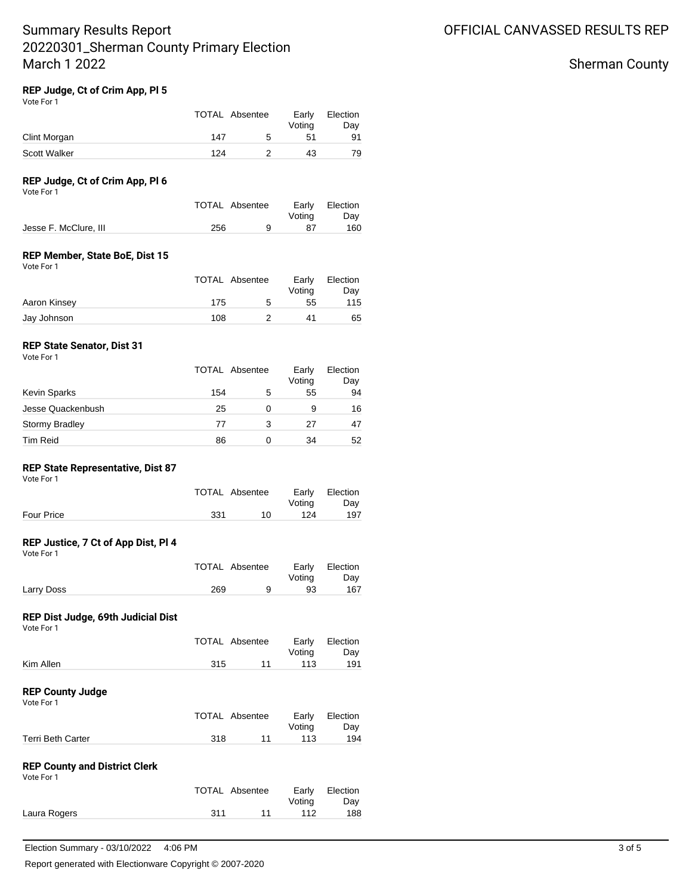# Summary Results Report
# 20220301_Sherman County Primary Election
# March 1 2022

OFFICIAL CANVASSED RESULTS REP

Sherman County

### REP Judge, Ct of Crim App, Pl 5

Vote For 1

| | TOTAL | Absentee | Early Voting | Election Day |
|---|---|---|---|---|
| Clint Morgan | 147 | 5 | 51 | 91 |
| Scott Walker | 124 | 2 | 43 | 79 |

### REP Judge, Ct of Crim App, Pl 6

Vote For 1

| | TOTAL | Absentee | Early Voting | Election Day |
|---|---|---|---|---|
| Jesse F. McClure, III | 256 | 9 | 87 | 160 |

### REP Member, State BoE, Dist 15

Vote For 1

| | TOTAL | Absentee | Early Voting | Election Day |
|---|---|---|---|---|
| Aaron Kinsey | 175 | 5 | 55 | 115 |
| Jay Johnson | 108 | 2 | 41 | 65 |

### REP State Senator, Dist 31

Vote For 1

| | TOTAL | Absentee | Early Voting | Election Day |
|---|---|---|---|---|
| Kevin Sparks | 154 | 5 | 55 | 94 |
| Jesse Quackenbush | 25 | 0 | 9 | 16 |
| Stormy Bradley | 77 | 3 | 27 | 47 |
| Tim Reid | 86 | 0 | 34 | 52 |

### REP State Representative, Dist 87

Vote For 1

| | TOTAL | Absentee | Early Voting | Election Day |
|---|---|---|---|---|
| Four Price | 331 | 10 | 124 | 197 |

### REP Justice, 7 Ct of App Dist, Pl 4

Vote For 1

| | TOTAL | Absentee | Early Voting | Election Day |
|---|---|---|---|---|
| Larry Doss | 269 | 9 | 93 | 167 |

### REP Dist Judge, 69th Judicial Dist

Vote For 1

| | TOTAL | Absentee | Early Voting | Election Day |
|---|---|---|---|---|
| Kim Allen | 315 | 11 | 113 | 191 |

### REP County Judge

Vote For 1

| | TOTAL | Absentee | Early Voting | Election Day |
|---|---|---|---|---|
| Terri Beth Carter | 318 | 11 | 113 | 194 |

### REP County and District Clerk

Vote For 1

| | TOTAL | Absentee | Early Voting | Election Day |
|---|---|---|---|---|
| Laura Rogers | 311 | 11 | 112 | 188 |

Election Summary - 03/10/2022 4:06 PM

Report generated with Electionware Copyright © 2007-2020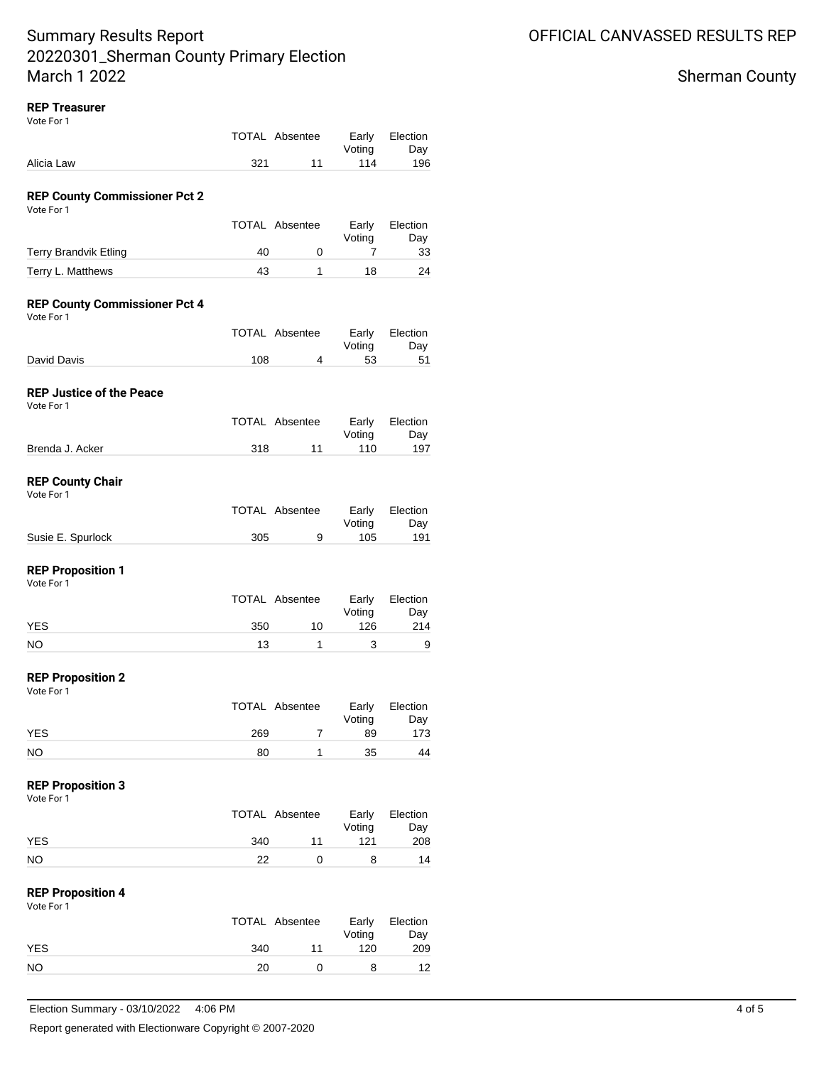Summary Results Report
20220301_Sherman County Primary Election
March 1 2022

OFFICIAL CANVASSED RESULTS REP

Sherman County

**REP Treasurer**
Vote For 1

| | TOTAL | Absentee | Early Voting | Election Day |
|---|---|---|---|---|
| Alicia Law | 321 | 11 | 114 | 196 |

**REP County Commissioner Pct 2**
Vote For 1

| | TOTAL | Absentee | Early Voting | Election Day |
|---|---|---|---|---|
| Terry Brandvik Etling | 40 | 0 | 7 | 33 |
| Terry L. Matthews | 43 | 1 | 18 | 24 |

**REP County Commissioner Pct 4**
Vote For 1

| | TOTAL | Absentee | Early Voting | Election Day |
|---|---|---|---|---|
| David Davis | 108 | 4 | 53 | 51 |

**REP Justice of the Peace**
Vote For 1

| | TOTAL | Absentee | Early Voting | Election Day |
|---|---|---|---|---|
| Brenda J. Acker | 318 | 11 | 110 | 197 |

**REP County Chair**
Vote For 1

| | TOTAL | Absentee | Early Voting | Election Day |
|---|---|---|---|---|
| Susie E. Spurlock | 305 | 9 | 105 | 191 |

**REP Proposition 1**
Vote For 1

| | TOTAL | Absentee | Early Voting | Election Day |
|---|---|---|---|---|
| YES | 350 | 10 | 126 | 214 |
| NO | 13 | 1 | 3 | 9 |

**REP Proposition 2**
Vote For 1

| | TOTAL | Absentee | Early Voting | Election Day |
|---|---|---|---|---|
| YES | 269 | 7 | 89 | 173 |
| NO | 80 | 1 | 35 | 44 |

**REP Proposition 3**
Vote For 1

| | TOTAL | Absentee | Early Voting | Election Day |
|---|---|---|---|---|
| YES | 340 | 11 | 121 | 208 |
| NO | 22 | 0 | 8 | 14 |

**REP Proposition 4**
Vote For 1

| | TOTAL | Absentee | Early Voting | Election Day |
|---|---|---|---|---|
| YES | 340 | 11 | 120 | 209 |
| NO | 20 | 0 | 8 | 12 |

Election Summary - 03/10/2022 4:06 PM

Report generated with Electionware Copyright © 2007-2020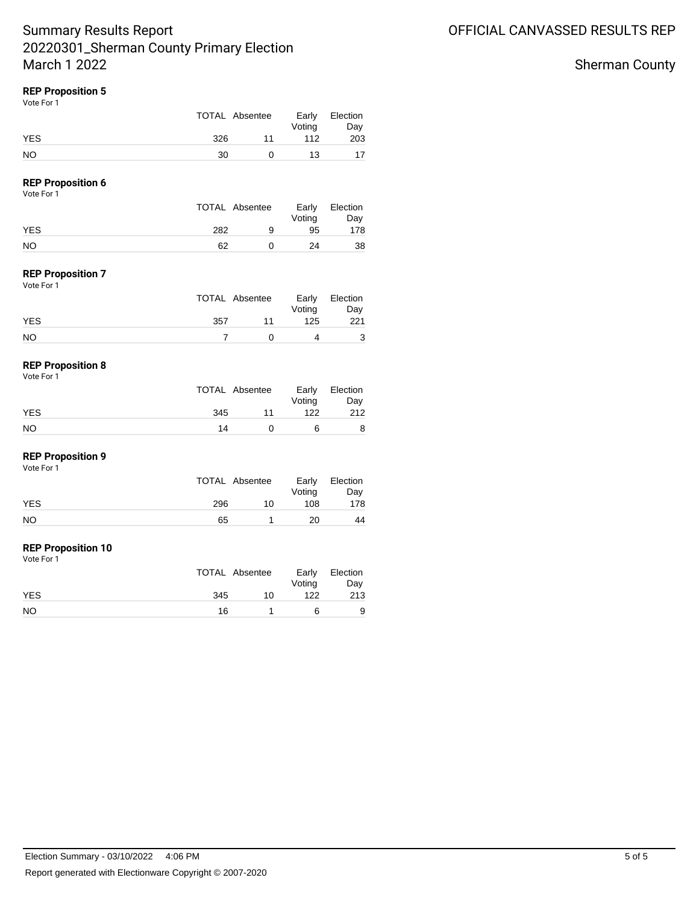# Summary Results Report
# 20220301_Sherman County Primary Election
# March 1 2022

OFFICIAL CANVASSED RESULTS REP

Sherman County

### REP Proposition 5

Vote For 1

| | TOTAL | Absentee | Early Voting | Election Day |
|---|---|---|---|---|
| YES | 326 | 11 | 112 | 203 |
| NO | 30 | 0 | 13 | 17 |

### REP Proposition 6

Vote For 1

| | TOTAL | Absentee | Early Voting | Election Day |
|---|---|---|---|---|
| YES | 282 | 9 | 95 | 178 |
| NO | 62 | 0 | 24 | 38 |

### REP Proposition 7

Vote For 1

| | TOTAL | Absentee | Early Voting | Election Day |
|---|---|---|---|---|
| YES | 357 | 11 | 125 | 221 |
| NO | 7 | 0 | 4 | 3 |

### REP Proposition 8

Vote For 1

| | TOTAL | Absentee | Early Voting | Election Day |
|---|---|---|---|---|
| YES | 345 | 11 | 122 | 212 |
| NO | 14 | 0 | 6 | 8 |

### REP Proposition 9

Vote For 1

| | TOTAL | Absentee | Early Voting | Election Day |
|---|---|---|---|---|
| YES | 296 | 10 | 108 | 178 |
| NO | 65 | 1 | 20 | 44 |

### REP Proposition 10

Vote For 1

| | TOTAL | Absentee | Early Voting | Election Day |
|---|---|---|---|---|
| YES | 345 | 10 | 122 | 213 |
| NO | 16 | 1 | 6 | 9 |

Election Summary - 03/10/2022 4:06 PM

Report generated with Electionware Copyright © 2007-2020